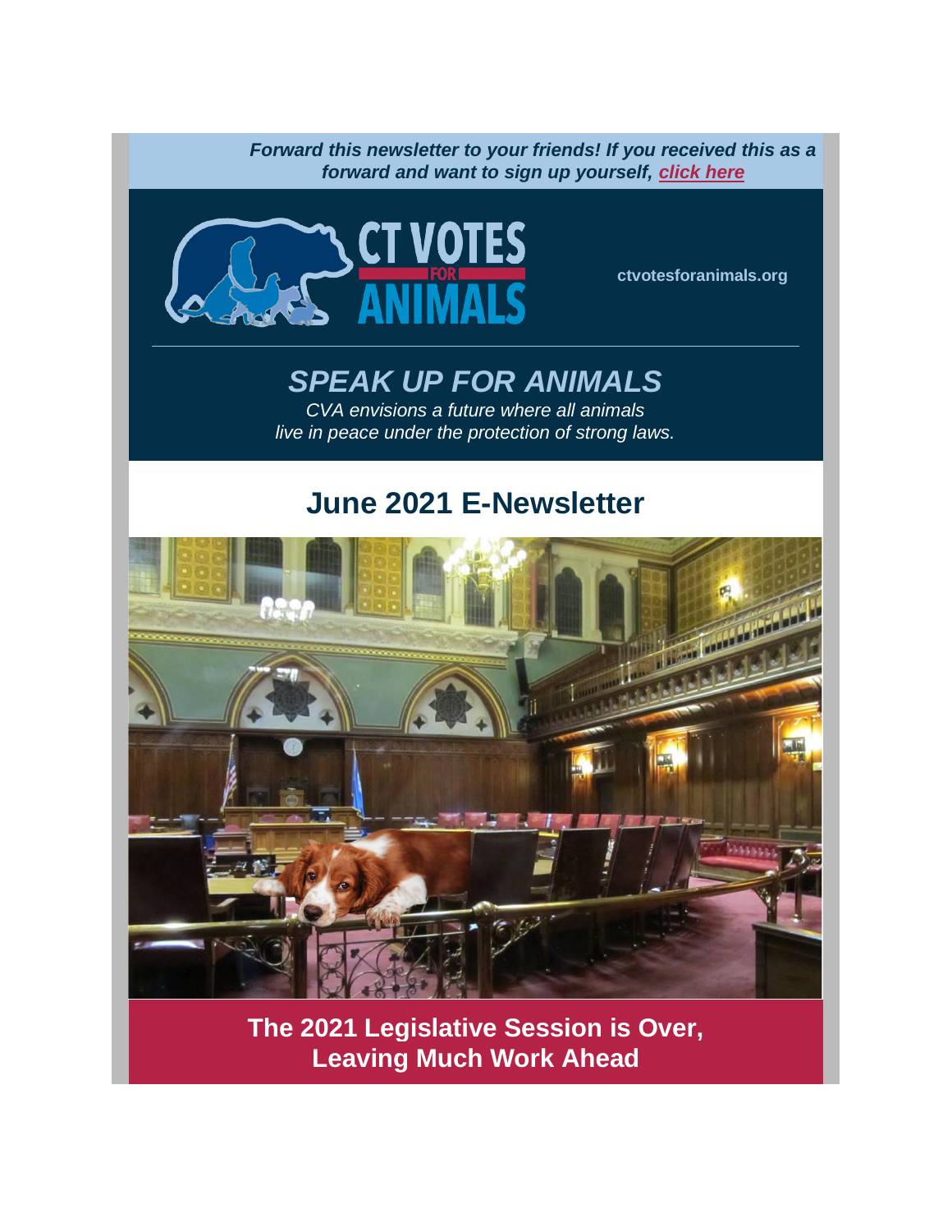***Forward this newsletter to your friends! If you received this as a forward and want to sign up yourself, [click here](#)***

**CT VOTES FOR ANIMALS**

**ctvotesforanimals.org**

## *SPEAK UP FOR ANIMALS*

*CVA envisions a future where all animals live in peace under the protection of strong laws.*

# June 2021 E-Newsletter

## The 2021 Legislative Session is Over, Leaving Much Work Ahead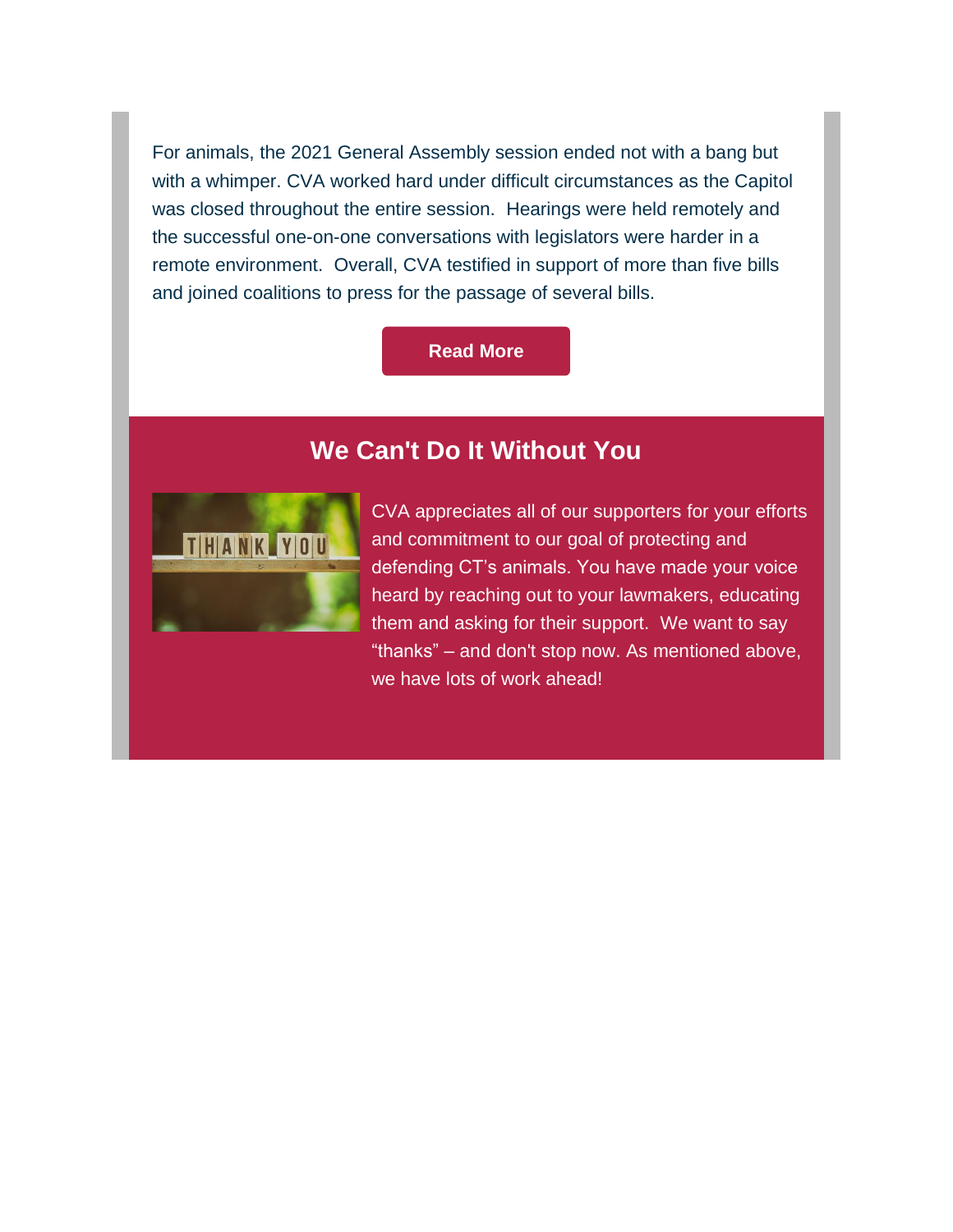For animals, the 2021 General Assembly session ended not with a bang but with a whimper. CVA worked hard under difficult circumstances as the Capitol was closed throughout the entire session. Hearings were held remotely and the successful one-on-one conversations with legislators were harder in a remote environment. Overall, CVA testified in support of more than five bills and joined coalitions to press for the passage of several bills.

**Read More**

## We Can't Do It Without You

CVA appreciates all of our supporters for your efforts and commitment to our goal of protecting and defending CT's animals. You have made your voice heard by reaching out to your lawmakers, educating them and asking for their support. We want to say "thanks" – and don't stop now. As mentioned above, we have lots of work ahead!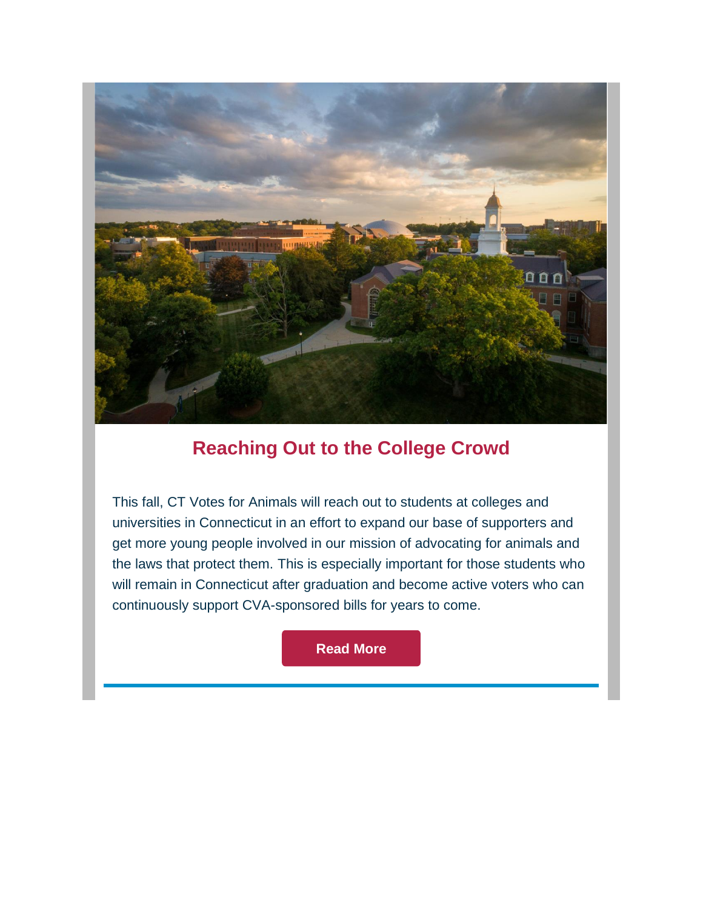## Reaching Out to the College Crowd

This fall, CT Votes for Animals will reach out to students at colleges and universities in Connecticut in an effort to expand our base of supporters and get more young people involved in our mission of advocating for animals and the laws that protect them. This is especially important for those students who will remain in Connecticut after graduation and become active voters who can continuously support CVA-sponsored bills for years to come.

**Read More**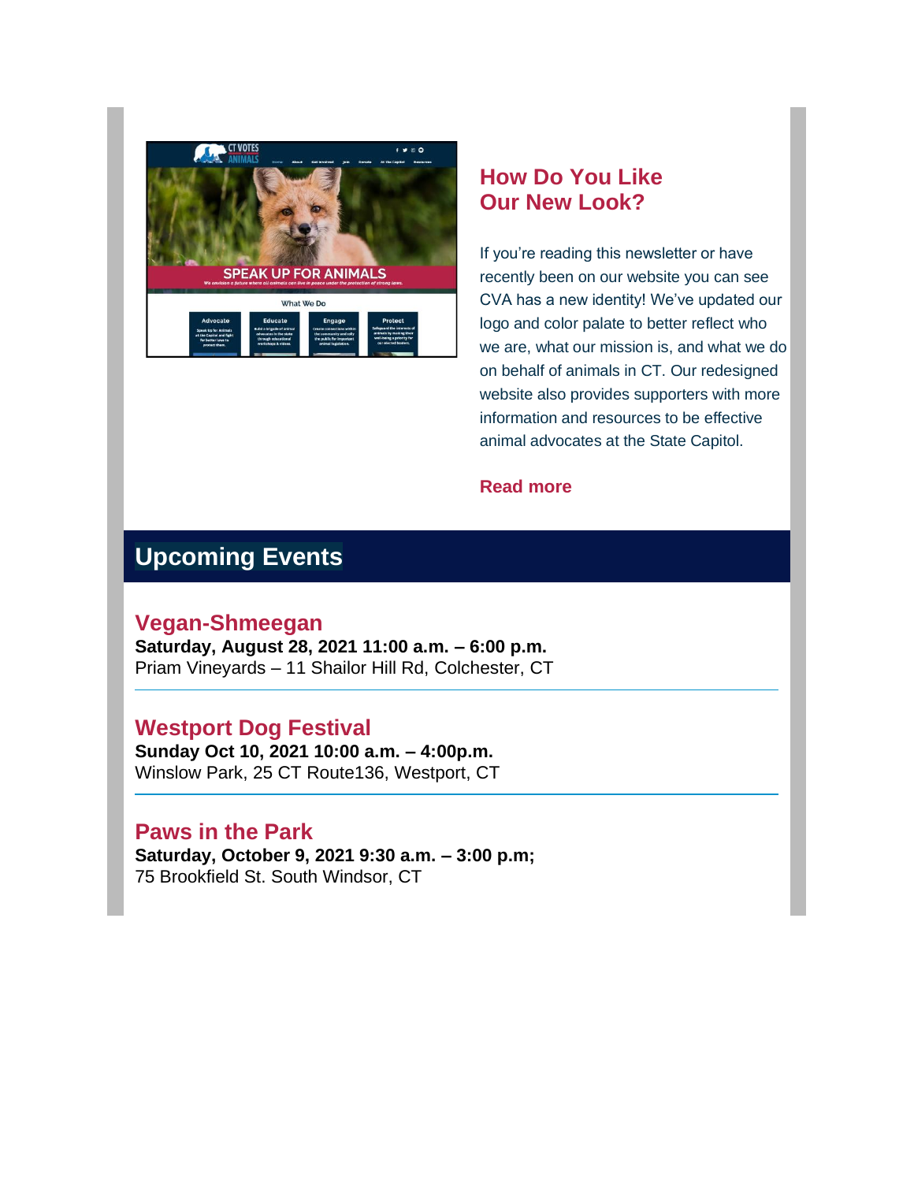## How Do You Like Our New Look?

If you're reading this newsletter or have recently been on our website you can see CVA has a new identity! We've updated our logo and color palate to better reflect who we are, what our mission is, and what we do on behalf of animals in CT. Our redesigned website also provides supporters with more information and resources to be effective animal advocates at the State Capitol.

**Read more**

## Upcoming Events

### Vegan-Shmeegan

**Saturday, August 28, 2021 11:00 a.m. – 6:00 p.m.**
Priam Vineyards – 11 Shailor Hill Rd, Colchester, CT

---

### Westport Dog Festival

**Sunday Oct 10, 2021 10:00 a.m. – 4:00p.m.**
Winslow Park, 25 CT Route136, Westport, CT

---

### Paws in the Park

**Saturday, October 9, 2021 9:30 a.m. – 3:00 p.m;**
75 Brookfield St. South Windsor, CT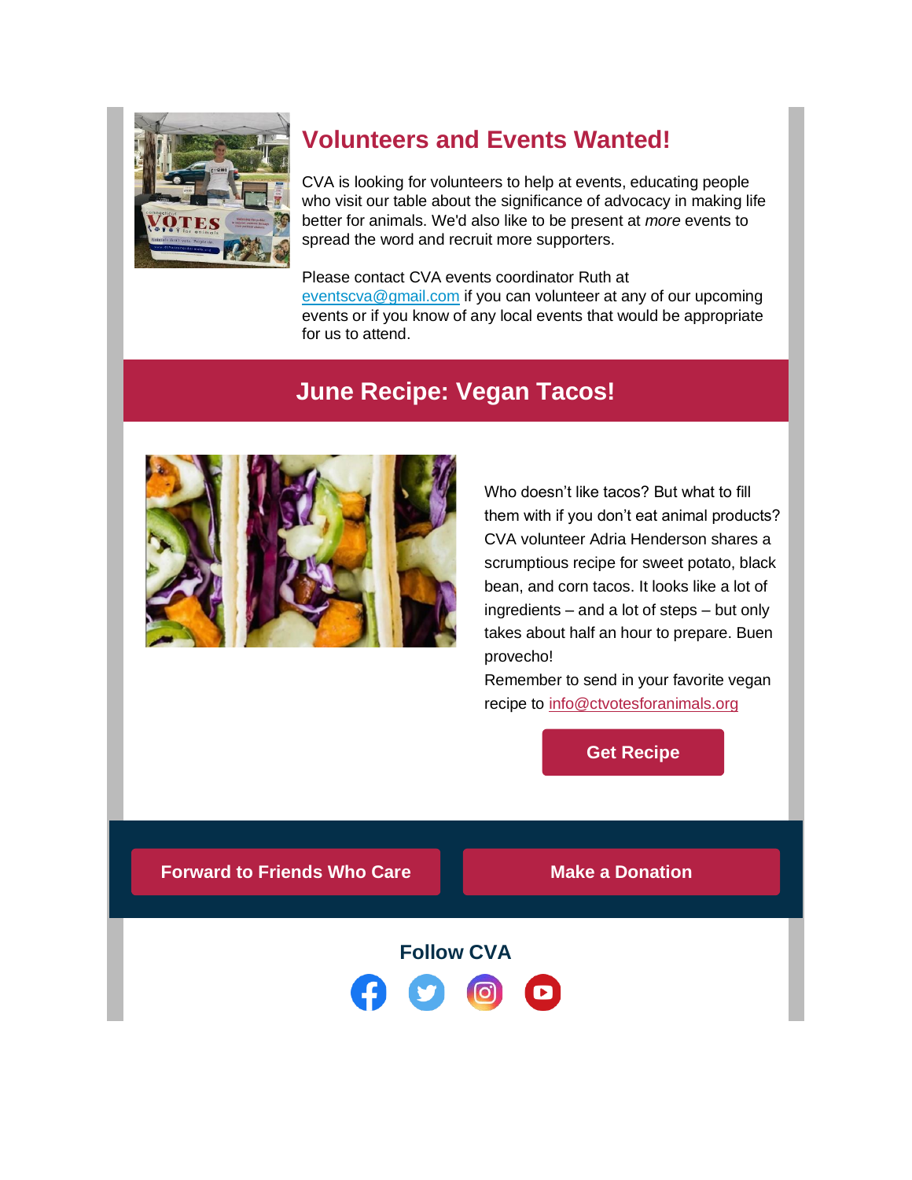## Volunteers and Events Wanted!

CVA is looking for volunteers to help at events, educating people who visit our table about the significance of advocacy in making life better for animals. We'd also like to be present at *more* events to spread the word and recruit more supporters.

Please contact CVA events coordinator Ruth at eventscva@gmail.com if you can volunteer at any of our upcoming events or if you know of any local events that would be appropriate for us to attend.

## June Recipe: Vegan Tacos!

Who doesn't like tacos? But what to fill them with if you don't eat animal products? CVA volunteer Adria Henderson shares a scrumptious recipe for sweet potato, black bean, and corn tacos. It looks like a lot of ingredients – and a lot of steps – but only takes about half an hour to prepare. Buen provecho!

Remember to send in your favorite vegan recipe to info@ctvotesforanimals.org

**Get Recipe**

**Forward to Friends Who Care**

**Make a Donation**

### Follow CVA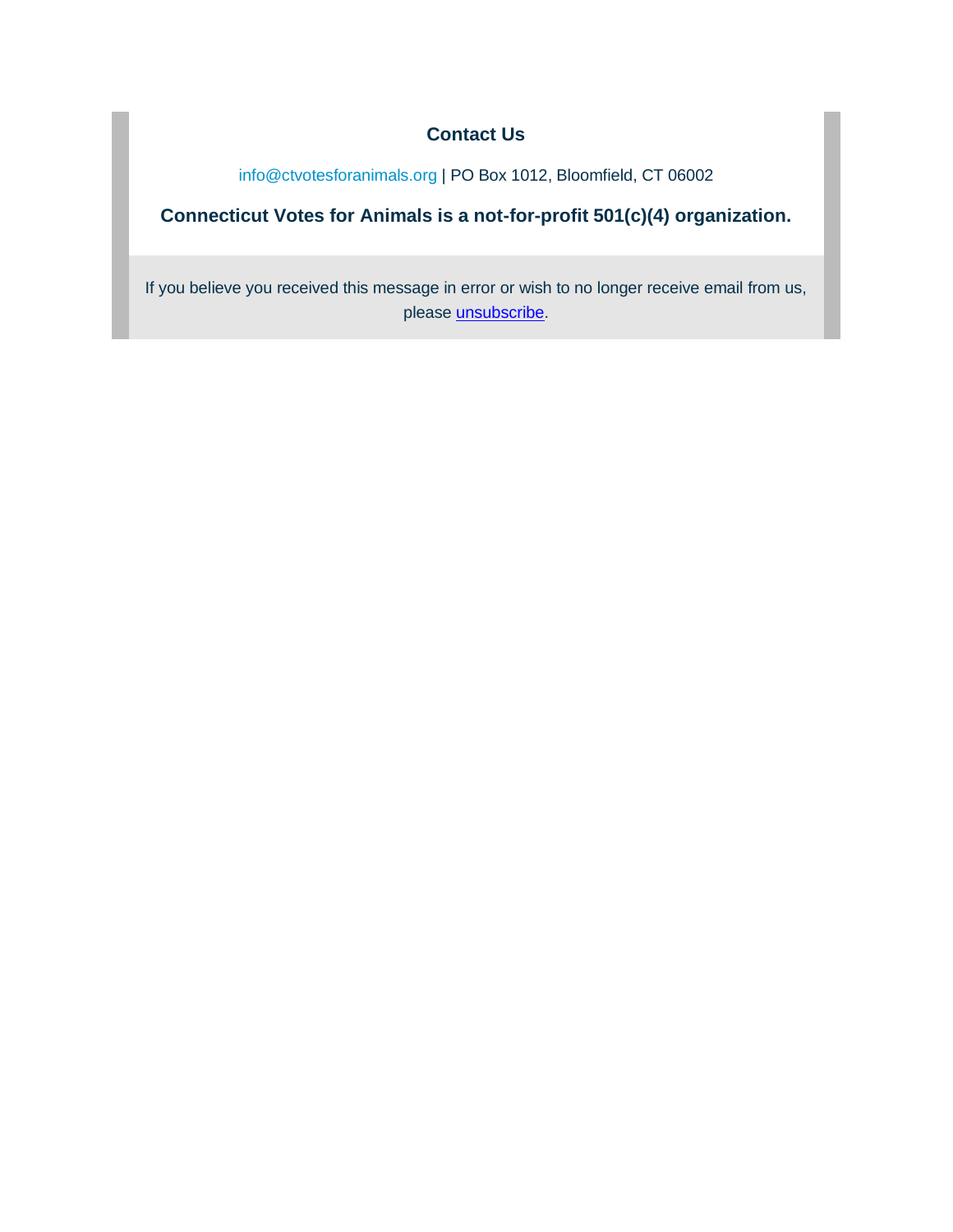## Contact Us

info@ctvotesforanimals.org | PO Box 1012, Bloomfield, CT 06002

**Connecticut Votes for Animals is a not-for-profit 501(c)(4) organization.**

If you believe you received this message in error or wish to no longer receive email from us, please unsubscribe.